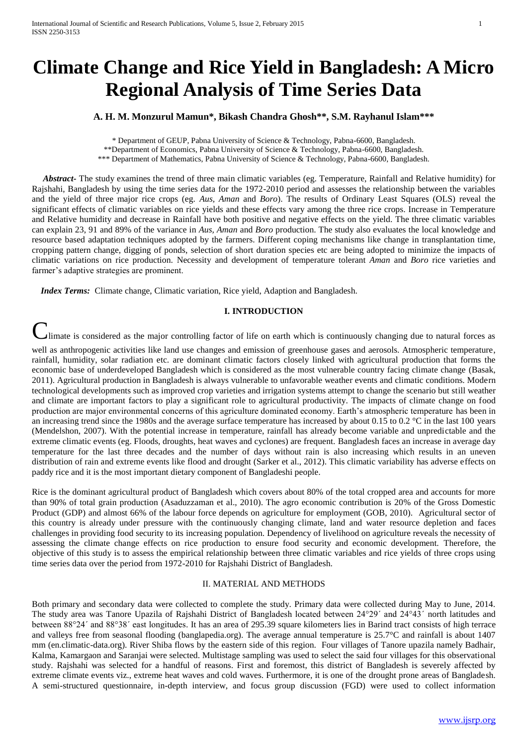# Climate Change and Rice Yield in Bangladesh: A Micro Regional Analysis of Time Series Data

**A. H. M. Monzurul Mamun\*, Bikash Chandra Ghosh\*\*, S.M. Rayhanul Islam\*\*\***

\* Department of GEUP, Pabna University of Science & Technology, Pabna-6600, Bangladesh.
\*\*Department of Economics, Pabna University of Science & Technology, Pabna-6600, Bangladesh.
\*\*\* Department of Mathematics, Pabna University of Science & Technology, Pabna-6600, Bangladesh.

***Abstract-*** The study examines the trend of three main climatic variables (eg. Temperature, Rainfall and Relative humidity) for Rajshahi, Bangladesh by using the time series data for the 1972-2010 period and assesses the relationship between the variables and the yield of three major rice crops (eg. *Aus, Aman* and *Boro*). The results of Ordinary Least Squares (OLS) reveal the significant effects of climatic variables on rice yields and these effects vary among the three rice crops. Increase in Temperature and Relative humidity and decrease in Rainfall have both positive and negative effects on the yield. The three climatic variables can explain 23, 91 and 89% of the variance in *Aus, Aman* and *Boro* production. The study also evaluates the local knowledge and resource based adaptation techniques adopted by the farmers. Different coping mechanisms like change in transplantation time, cropping pattern change, digging of ponds, selection of short duration species etc are being adopted to minimize the impacts of climatic variations on rice production. Necessity and development of temperature tolerant *Aman* and *Boro* rice varieties and farmer's adaptive strategies are prominent.

***Index Terms:*** Climate change, Climatic variation, Rice yield, Adaption and Bangladesh.

## I. INTRODUCTION

Climate is considered as the major controlling factor of life on earth which is continuously changing due to natural forces as well as anthropogenic activities like land use changes and emission of greenhouse gases and aerosols. Atmospheric temperature, rainfall, humidity, solar radiation etc. are dominant climatic factors closely linked with agricultural production that forms the economic base of underdeveloped Bangladesh which is considered as the most vulnerable country facing climate change (Basak, 2011). Agricultural production in Bangladesh is always vulnerable to unfavorable weather events and climatic conditions. Modern technological developments such as improved crop varieties and irrigation systems attempt to change the scenario but still weather and climate are important factors to play a significant role to agricultural productivity. The impacts of climate change on food production are major environmental concerns of this agriculture dominated economy. Earth's atmospheric temperature has been in an increasing trend since the 1980s and the average surface temperature has increased by about 0.15 to 0.2 °C in the last 100 years (Mendelshon, 2007). With the potential increase in temperature, rainfall has already become variable and unpredictable and the extreme climatic events (eg. Floods, droughts, heat waves and cyclones) are frequent. Bangladesh faces an increase in average day temperature for the last three decades and the number of days without rain is also increasing which results in an uneven distribution of rain and extreme events like flood and drought (Sarker et al., 2012). This climatic variability has adverse effects on paddy rice and it is the most important dietary component of Bangladeshi people.

Rice is the dominant agricultural product of Bangladesh which covers about 80% of the total cropped area and accounts for more than 90% of total grain production (Asaduzzaman et al., 2010). The agro economic contribution is 20% of the Gross Domestic Product (GDP) and almost 66% of the labour force depends on agriculture for employment (GOB, 2010). Agricultural sector of this country is already under pressure with the continuously changing climate, land and water resource depletion and faces challenges in providing food security to its increasing population. Dependency of livelihood on agriculture reveals the necessity of assessing the climate change effects on rice production to ensure food security and economic development. Therefore, the objective of this study is to assess the empirical relationship between three climatic variables and rice yields of three crops using time series data over the period from 1972-2010 for Rajshahi District of Bangladesh.

## II. MATERIAL AND METHODS

Both primary and secondary data were collected to complete the study. Primary data were collected during May to June, 2014. The study area was Tanore Upazila of Rajshahi District of Bangladesh located between 24°29´ and 24°43´ north latitudes and between 88°24´ and 88°38´ east longitudes. It has an area of 295.39 square kilometers lies in Barind tract consists of high terrace and valleys free from seasonal flooding (banglapedia.org). The average annual temperature is 25.7°C and rainfall is about 1407 mm (en.climatic-data.org). River Shiba flows by the eastern side of this region. Four villages of Tanore upazila namely Badhair, Kalma, Kamargaon and Saranjai were selected. Multistage sampling was used to select the said four villages for this observational study. Rajshahi was selected for a handful of reasons. First and foremost, this district of Bangladesh is severely affected by extreme climate events viz., extreme heat waves and cold waves. Furthermore, it is one of the drought prone areas of Bangladesh. A semi-structured questionnaire, in-depth interview, and focus group discussion (FGD) were used to collect information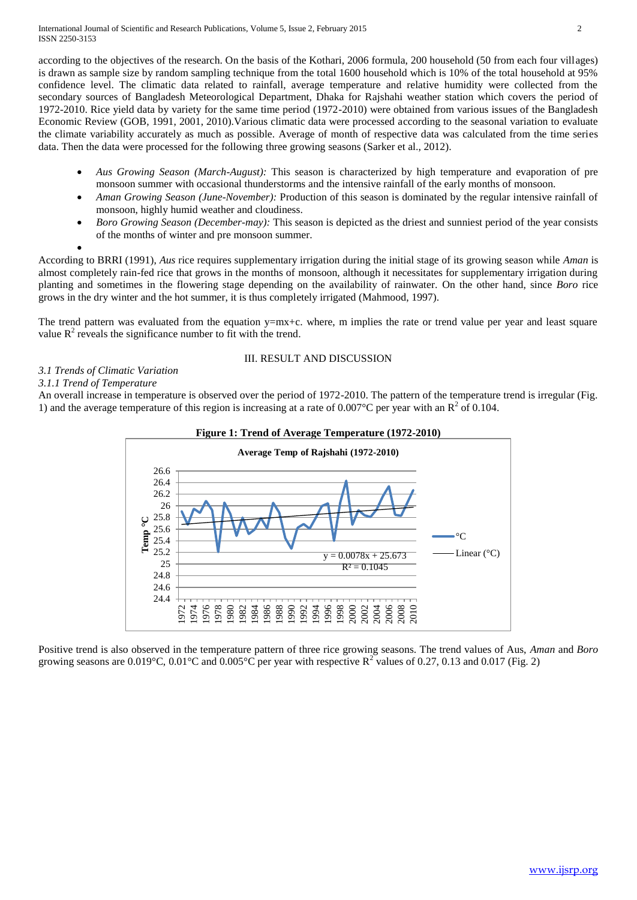according to the objectives of the research. On the basis of the Kothari, 2006 formula, 200 household (50 from each four villages) is drawn as sample size by random sampling technique from the total 1600 household which is 10% of the total household at 95% confidence level. The climatic data related to rainfall, average temperature and relative humidity were collected from the secondary sources of Bangladesh Meteorological Department, Dhaka for Rajshahi weather station which covers the period of 1972-2010. Rice yield data by variety for the same time period (1972-2010) were obtained from various issues of the Bangladesh Economic Review (GOB, 1991, 2001, 2010).Various climatic data were processed according to the seasonal variation to evaluate the climate variability accurately as much as possible. Average of month of respective data was calculated from the time series data. Then the data were processed for the following three growing seasons (Sarker et al., 2012).

- *Aus Growing Season (March-August):* This season is characterized by high temperature and evaporation of pre monsoon summer with occasional thunderstorms and the intensive rainfall of the early months of monsoon.
- *Aman Growing Season (June-November):* Production of this season is dominated by the regular intensive rainfall of monsoon, highly humid weather and cloudiness.
- *Boro Growing Season (December-may):* This season is depicted as the driest and sunniest period of the year consists of the months of winter and pre monsoon summer.

According to BRRI (1991), *Aus* rice requires supplementary irrigation during the initial stage of its growing season while *Aman* is almost completely rain-fed rice that grows in the months of monsoon, although it necessitates for supplementary irrigation during planting and sometimes in the flowering stage depending on the availability of rainwater. On the other hand, since *Boro* rice grows in the dry winter and the hot summer, it is thus completely irrigated (Mahmood, 1997).

The trend pattern was evaluated from the equation y=mx+c. where, m implies the rate or trend value per year and least square value $R^2$ reveals the significance number to fit with the trend.

## III. RESULT AND DISCUSSION

### *3.1 Trends of Climatic Variation*

#### *3.1.1 Trend of Temperature*

An overall increase in temperature is observed over the period of 1972-2010. The pattern of the temperature trend is irregular (Fig. 1) and the average temperature of this region is increasing at a rate of 0.007°C per year with an $R^2$ of 0.104.

**Figure 1: Trend of Average Temperature (1972-2010)**

Positive trend is also observed in the temperature pattern of three rice growing seasons. The trend values of Aus, *Aman* and *Boro* growing seasons are 0.019°C, 0.01°C and 0.005°C per year with respective $R^2$ values of 0.27, 0.13 and 0.017 (Fig. 2)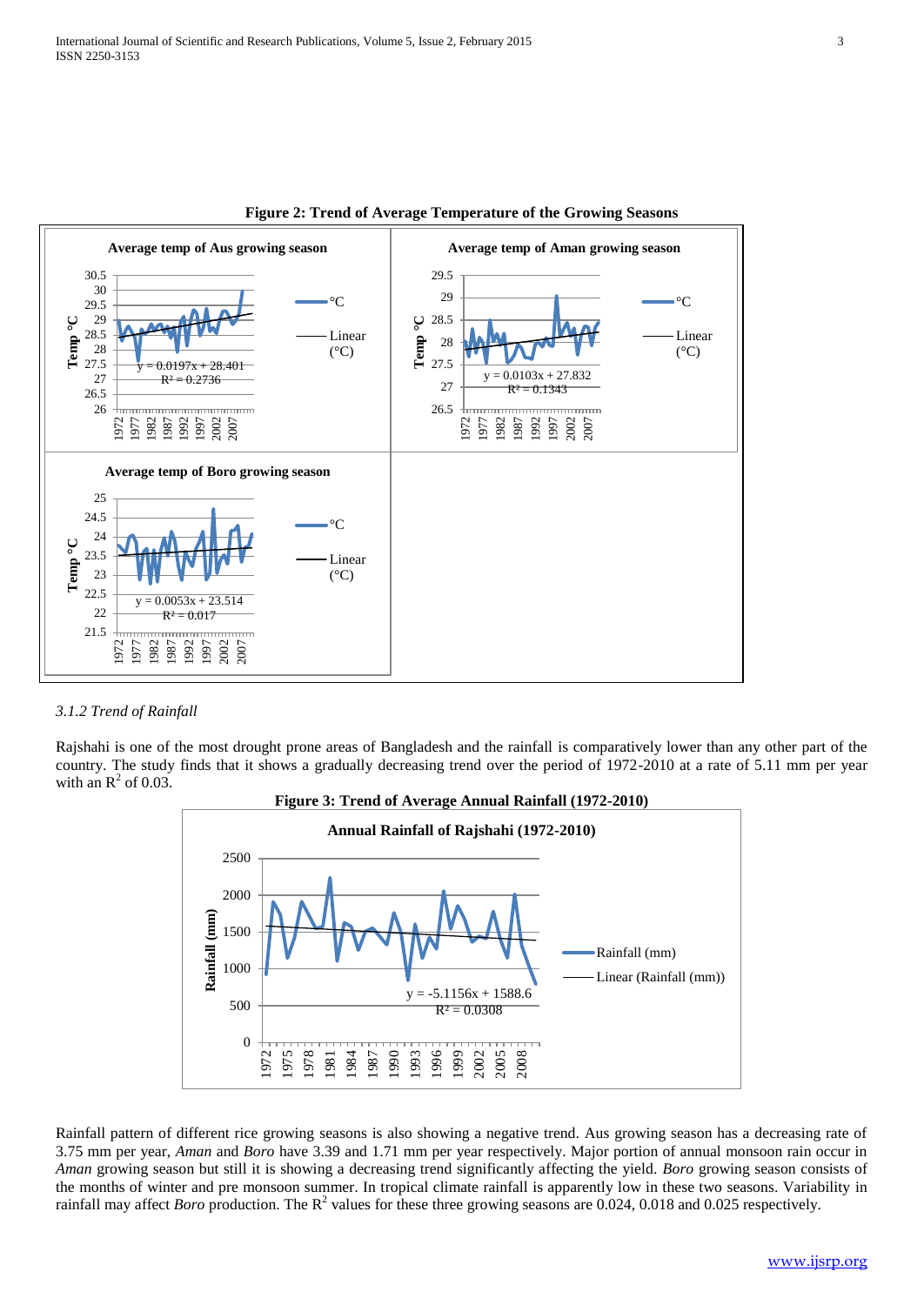**Figure 2: Trend of Average Temperature of the Growing Seasons**

### 3.1.2 Trend of Rainfall

Rajshahi is one of the most drought prone areas of Bangladesh and the rainfall is comparatively lower than any other part of the country. The study finds that it shows a gradually decreasing trend over the period of 1972-2010 at a rate of 5.11 mm per year with an $R^2$ of 0.03.

**Figure 3: Trend of Average Annual Rainfall (1972-2010)**

Rainfall pattern of different rice growing seasons is also showing a negative trend. Aus growing season has a decreasing rate of 3.75 mm per year, *Aman* and *Boro* have 3.39 and 1.71 mm per year respectively. Major portion of annual monsoon rain occur in *Aman* growing season but still it is showing a decreasing trend significantly affecting the yield. *Boro* growing season consists of the months of winter and pre monsoon summer. In tropical climate rainfall is apparently low in these two seasons. Variability in rainfall may affect *Boro* production. The $R^2$ values for these three growing seasons are 0.024, 0.018 and 0.025 respectively.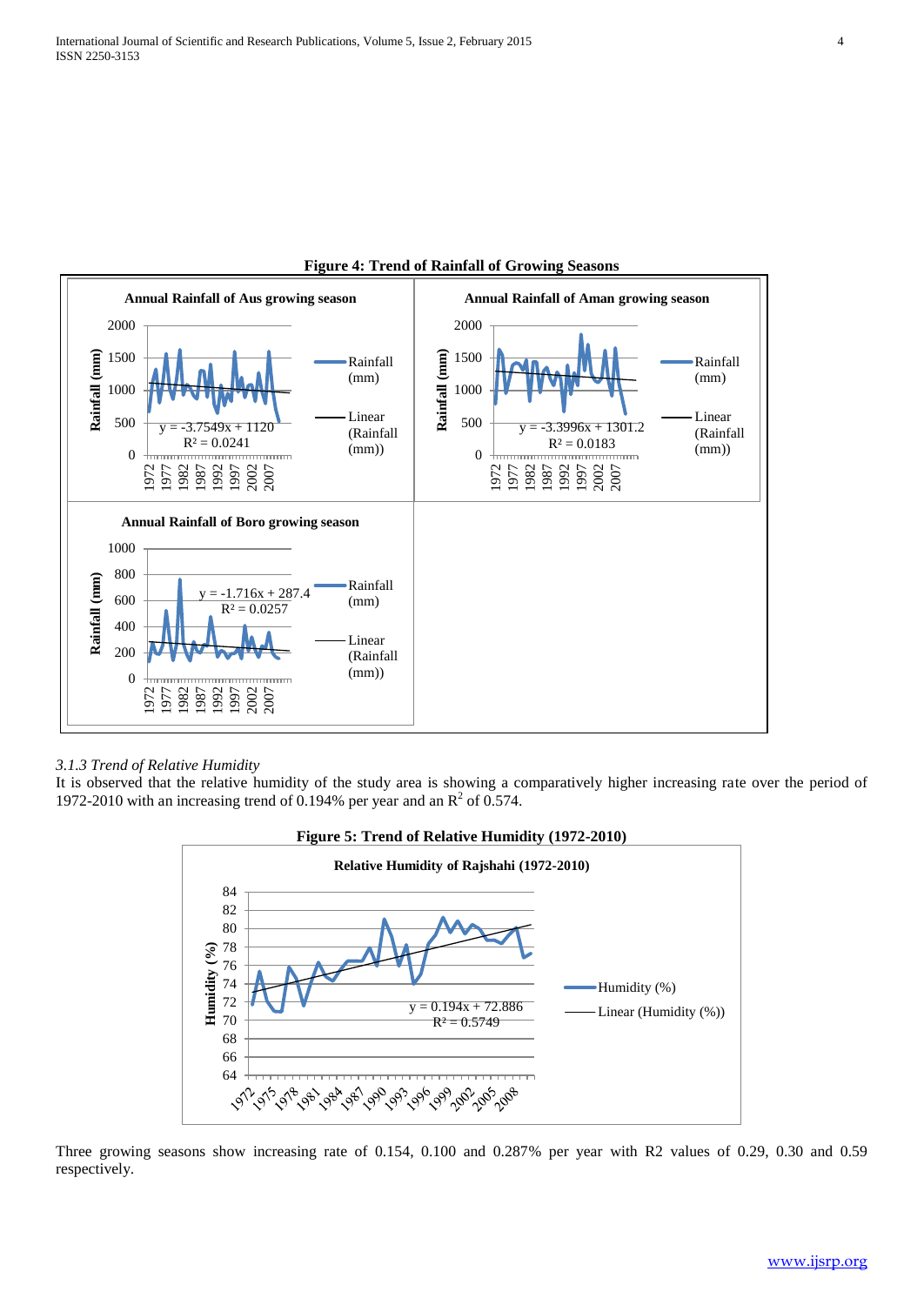**Figure 4: Trend of Rainfall of Growing Seasons**

*3.1.3 Trend of Relative Humidity*

It is observed that the relative humidity of the study area is showing a comparatively higher increasing rate over the period of 1972-2010 with an increasing trend of 0.194% per year and an $R^2$ of 0.574.

**Figure 5: Trend of Relative Humidity (1972-2010)**

Three growing seasons show increasing rate of 0.154, 0.100 and 0.287% per year with R2 values of 0.29, 0.30 and 0.59 respectively.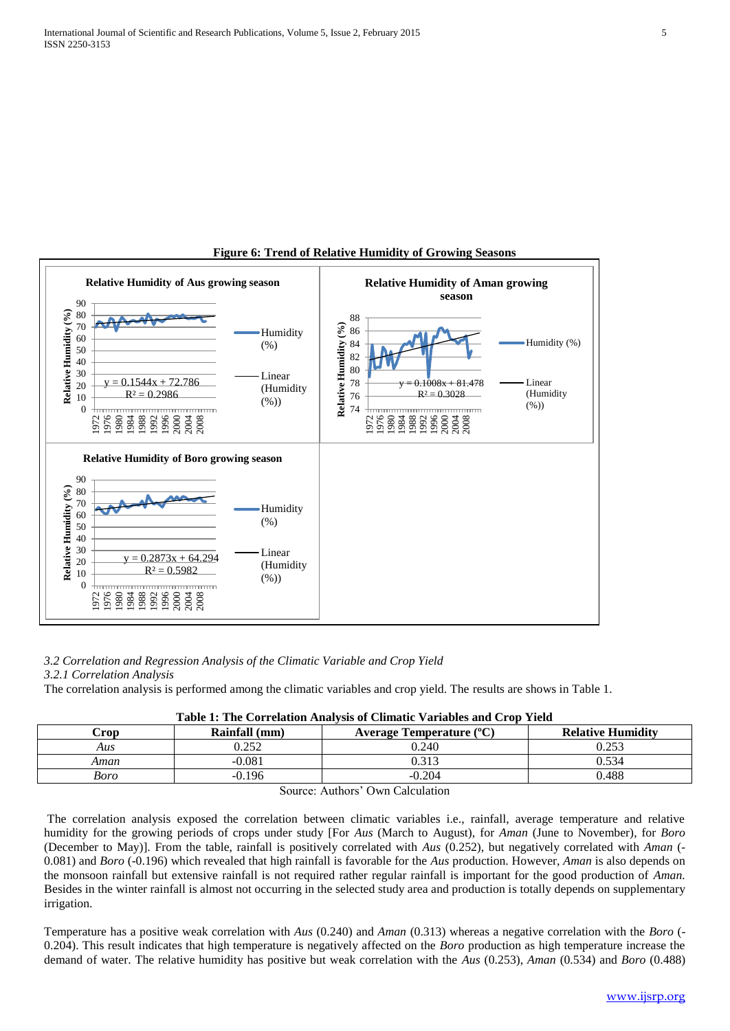**Figure 6: Trend of Relative Humidity of Growing Seasons**

*3.2 Correlation and Regression Analysis of the Climatic Variable and Crop Yield*

*3.2.1 Correlation Analysis*

The correlation analysis is performed among the climatic variables and crop yield. The results are shows in Table 1.

**Table 1: The Correlation Analysis of Climatic Variables and Crop Yield**

| Crop | Rainfall (mm) | Average Temperature (ºC) | Relative Humidity |
|---|---|---|---|
| *Aus* | 0.252 | 0.240 | 0.253 |
| *Aman* | -0.081 | 0.313 | 0.534 |
| *Boro* | -0.196 | -0.204 | 0.488 |

Source: Authors' Own Calculation

The correlation analysis exposed the correlation between climatic variables i.e., rainfall, average temperature and relative humidity for the growing periods of crops under study [For *Aus* (March to August), for *Aman* (June to November), for *Boro* (December to May)]. From the table, rainfall is positively correlated with *Aus* (0.252), but negatively correlated with *Aman* (-0.081) and *Boro* (-0.196) which revealed that high rainfall is favorable for the *Aus* production. However, *Aman* is also depends on the monsoon rainfall but extensive rainfall is not required rather regular rainfall is important for the good production of *Aman.* Besides in the winter rainfall is almost not occurring in the selected study area and production is totally depends on supplementary irrigation.

Temperature has a positive weak correlation with *Aus* (0.240) and *Aman* (0.313) whereas a negative correlation with the *Boro* (-0.204). This result indicates that high temperature is negatively affected on the *Boro* production as high temperature increase the demand of water. The relative humidity has positive but weak correlation with the *Aus* (0.253), *Aman* (0.534) and *Boro* (0.488)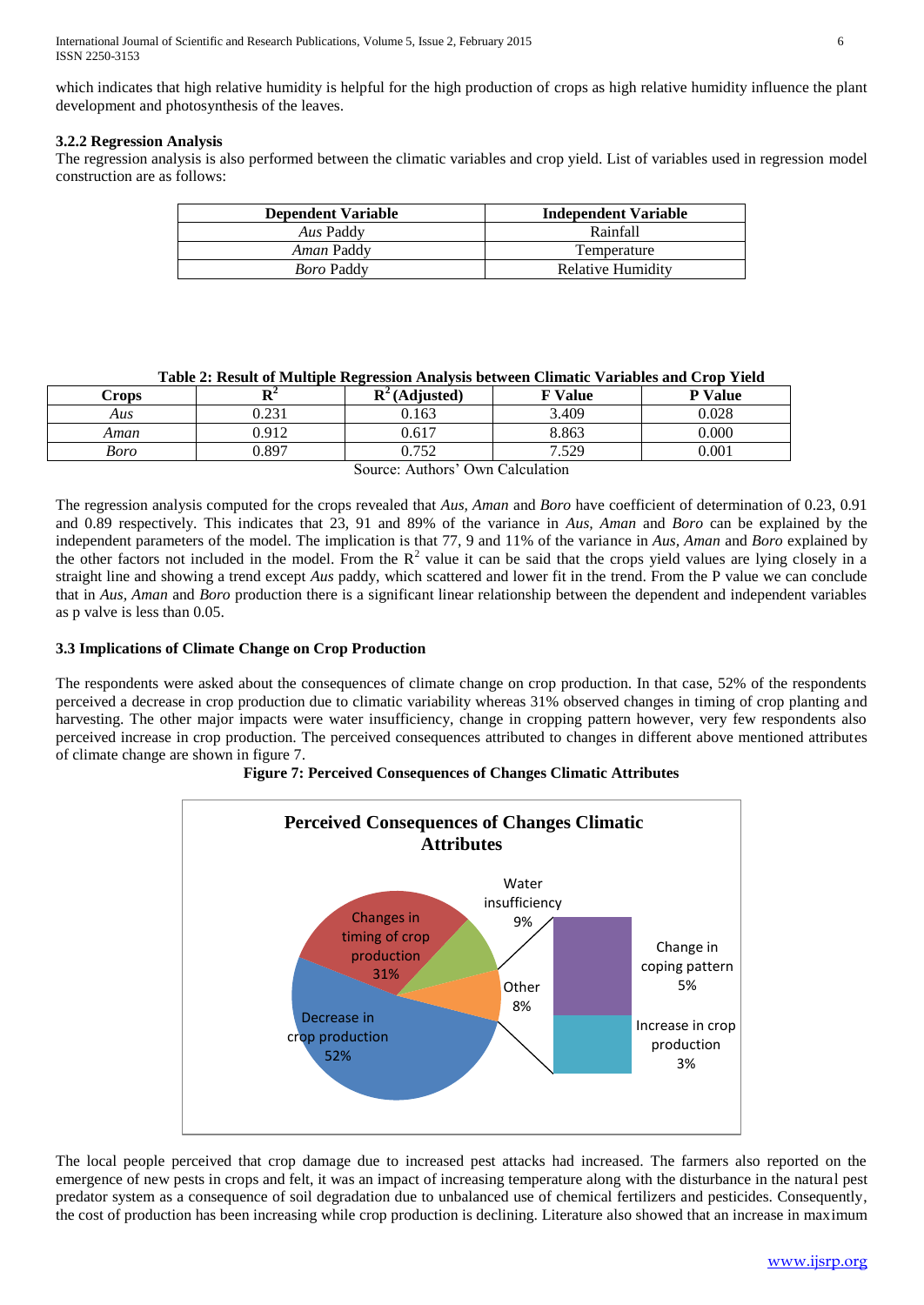which indicates that high relative humidity is helpful for the high production of crops as high relative humidity influence the plant development and photosynthesis of the leaves.

### 3.2.2 Regression Analysis

The regression analysis is also performed between the climatic variables and crop yield. List of variables used in regression model construction are as follows:

| Dependent Variable | Independent Variable |
|---|---|
| *Aus* Paddy | Rainfall |
| *Aman* Paddy | Temperature |
| *Boro* Paddy | Relative Humidity |

**Table 2: Result of Multiple Regression Analysis between Climatic Variables and Crop Yield**

| Crops | $R^2$ | $R^2$ (Adjusted) | F Value | P Value |
|---|---|---|---|---|
| *Aus* | 0.231 | 0.163 | 3.409 | 0.028 |
| *Aman* | 0.912 | 0.617 | 8.863 | 0.000 |
| *Boro* | 0.897 | 0.752 | 7.529 | 0.001 |

Source: Authors' Own Calculation

The regression analysis computed for the crops revealed that *Aus, Aman* and *Boro* have coefficient of determination of 0.23, 0.91 and 0.89 respectively. This indicates that 23, 91 and 89% of the variance in *Aus, Aman* and *Boro* can be explained by the independent parameters of the model. The implication is that 77, 9 and 11% of the variance in *Aus, Aman* and *Boro* explained by the other factors not included in the model. From the $R^2$ value it can be said that the crops yield values are lying closely in a straight line and showing a trend except *Aus* paddy, which scattered and lower fit in the trend. From the P value we can conclude that in *Aus, Aman* and *Boro* production there is a significant linear relationship between the dependent and independent variables as p valve is less than 0.05.

### 3.3 Implications of Climate Change on Crop Production

The respondents were asked about the consequences of climate change on crop production. In that case, 52% of the respondents perceived a decrease in crop production due to climatic variability whereas 31% observed changes in timing of crop planting and harvesting. The other major impacts were water insufficiency, change in cropping pattern however, very few respondents also perceived increase in crop production. The perceived consequences attributed to changes in different above mentioned attributes of climate change are shown in figure 7.

**Figure 7: Perceived Consequences of Changes Climatic Attributes**

**Perceived Consequences of Changes Climatic Attributes**

| Category | Percentage |
|---|---|
| Decrease in crop production | 52% |
| Changes in timing of crop production | 31% |
| Water insufficiency | 9% |
| Other | 8% |
| Change in coping pattern | 5% |
| Increase in crop production | 3% |

The local people perceived that crop damage due to increased pest attacks had increased. The farmers also reported on the emergence of new pests in crops and felt, it was an impact of increasing temperature along with the disturbance in the natural pest predator system as a consequence of soil degradation due to unbalanced use of chemical fertilizers and pesticides. Consequently, the cost of production has been increasing while crop production is declining. Literature also showed that an increase in maximum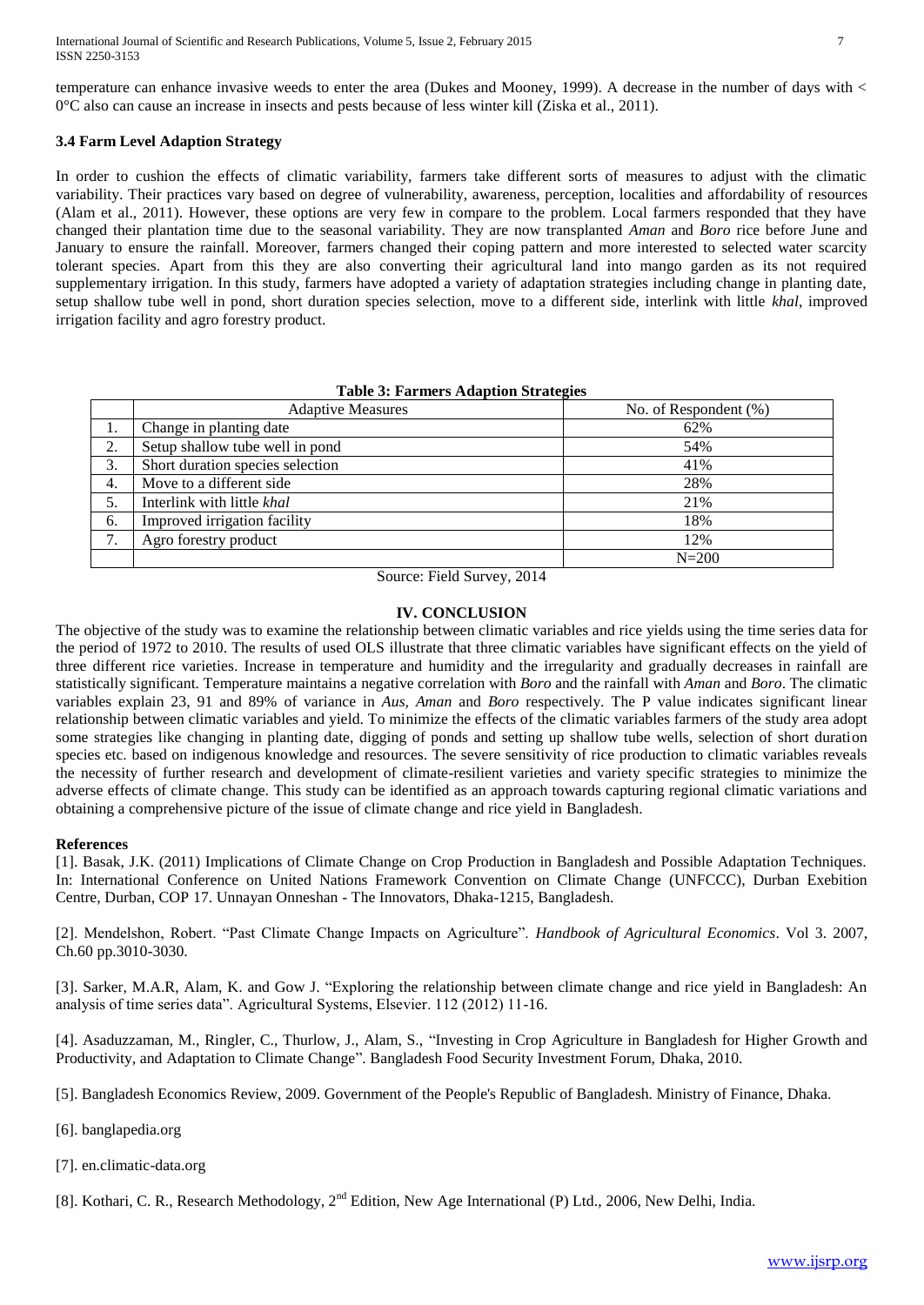temperature can enhance invasive weeds to enter the area (Dukes and Mooney, 1999). A decrease in the number of days with < 0°C also can cause an increase in insects and pests because of less winter kill (Ziska et al., 2011).

### 3.4 Farm Level Adaption Strategy

In order to cushion the effects of climatic variability, farmers take different sorts of measures to adjust with the climatic variability. Their practices vary based on degree of vulnerability, awareness, perception, localities and affordability of resources (Alam et al., 2011). However, these options are very few in compare to the problem. Local farmers responded that they have changed their plantation time due to the seasonal variability. They are now transplanted *Aman* and *Boro* rice before June and January to ensure the rainfall. Moreover, farmers changed their coping pattern and more interested to selected water scarcity tolerant species. Apart from this they are also converting their agricultural land into mango garden as its not required supplementary irrigation. In this study, farmers have adopted a variety of adaptation strategies including change in planting date, setup shallow tube well in pond, short duration species selection, move to a different side, interlink with little *khal*, improved irrigation facility and agro forestry product.

**Table 3: Farmers Adaption Strategies**

| | Adaptive Measures | No. of Respondent (%) |
|---|---|---|
| 1. | Change in planting date | 62% |
| 2. | Setup shallow tube well in pond | 54% |
| 3. | Short duration species selection | 41% |
| 4. | Move to a different side | 28% |
| 5. | Interlink with little *khal* | 21% |
| 6. | Improved irrigation facility | 18% |
| 7. | Agro forestry product | 12% |
| | | N=200 |

Source: Field Survey, 2014

## IV. CONCLUSION

The objective of the study was to examine the relationship between climatic variables and rice yields using the time series data for the period of 1972 to 2010. The results of used OLS illustrate that three climatic variables have significant effects on the yield of three different rice varieties. Increase in temperature and humidity and the irregularity and gradually decreases in rainfall are statistically significant. Temperature maintains a negative correlation with *Boro* and the rainfall with *Aman* and *Boro*. The climatic variables explain 23, 91 and 89% of variance in *Aus*, *Aman* and *Boro* respectively. The P value indicates significant linear relationship between climatic variables and yield. To minimize the effects of the climatic variables farmers of the study area adopt some strategies like changing in planting date, digging of ponds and setting up shallow tube wells, selection of short duration species etc. based on indigenous knowledge and resources. The severe sensitivity of rice production to climatic variables reveals the necessity of further research and development of climate-resilient varieties and variety specific strategies to minimize the adverse effects of climate change. This study can be identified as an approach towards capturing regional climatic variations and obtaining a comprehensive picture of the issue of climate change and rice yield in Bangladesh.

**References**

[1]. Basak, J.K. (2011) Implications of Climate Change on Crop Production in Bangladesh and Possible Adaptation Techniques. In: International Conference on United Nations Framework Convention on Climate Change (UNFCCC), Durban Exebition Centre, Durban, COP 17. Unnayan Onneshan - The Innovators, Dhaka-1215, Bangladesh.

[2]. Mendelshon, Robert. "Past Climate Change Impacts on Agriculture". *Handbook of Agricultural Economics*. Vol 3. 2007, Ch.60 pp.3010-3030.

[3]. Sarker, M.A.R, Alam, K. and Gow J. "Exploring the relationship between climate change and rice yield in Bangladesh: An analysis of time series data". Agricultural Systems, Elsevier. 112 (2012) 11-16.

[4]. Asaduzzaman, M., Ringler, C., Thurlow, J., Alam, S., "Investing in Crop Agriculture in Bangladesh for Higher Growth and Productivity, and Adaptation to Climate Change". Bangladesh Food Security Investment Forum, Dhaka, 2010.

[5]. Bangladesh Economics Review, 2009. Government of the People's Republic of Bangladesh. Ministry of Finance, Dhaka.

[6]. banglapedia.org

[7]. en.climatic-data.org

[8]. Kothari, C. R., Research Methodology, 2nd Edition, New Age International (P) Ltd., 2006, New Delhi, India.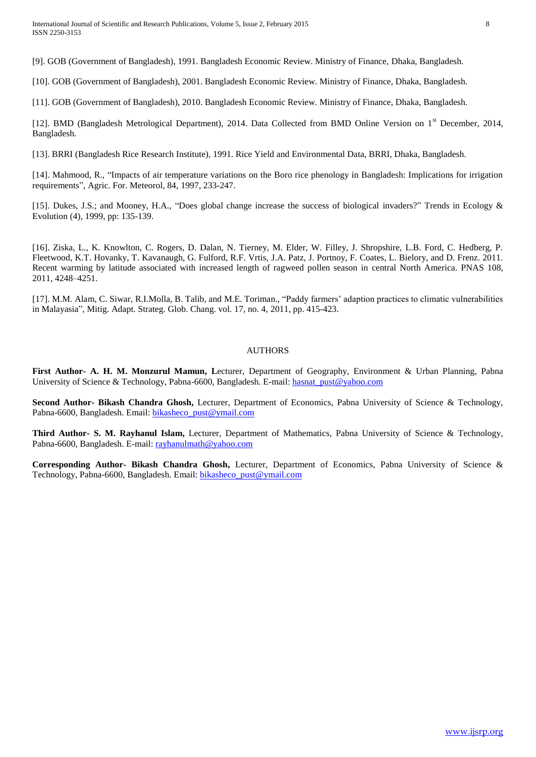[9]. GOB (Government of Bangladesh), 1991. Bangladesh Economic Review. Ministry of Finance, Dhaka, Bangladesh.

[10]. GOB (Government of Bangladesh), 2001. Bangladesh Economic Review. Ministry of Finance, Dhaka, Bangladesh.

[11]. GOB (Government of Bangladesh), 2010. Bangladesh Economic Review. Ministry of Finance, Dhaka, Bangladesh.

[12]. BMD (Bangladesh Metrological Department), 2014. Data Collected from BMD Online Version on 1st December, 2014, Bangladesh.

[13]. BRRI (Bangladesh Rice Research Institute), 1991. Rice Yield and Environmental Data, BRRI, Dhaka, Bangladesh.

[14]. Mahmood, R., "Impacts of air temperature variations on the Boro rice phenology in Bangladesh: Implications for irrigation requirements", Agric. For. Meteorol, 84, 1997, 233-247.

[15]. Dukes, J.S.; and Mooney, H.A., "Does global change increase the success of biological invaders?" Trends in Ecology & Evolution (4), 1999, pp: 135-139.

[16]. Ziska, L., K. Knowlton, C. Rogers, D. Dalan, N. Tierney, M. Elder, W. Filley, J. Shropshire, L.B. Ford, C. Hedberg, P. Fleetwood, K.T. Hovanky, T. Kavanaugh, G. Fulford, R.F. Vrtis, J.A. Patz, J. Portnoy, F. Coates, L. Bielory, and D. Frenz. 2011. Recent warming by latitude associated with increased length of ragweed pollen season in central North America. PNAS 108, 2011, 4248–4251.

[17]. M.M. Alam, C. Siwar, R.I.Molla, B. Talib, and M.E. Toriman., "Paddy farmers' adaption practices to climatic vulnerabilities in Malayasia", Mitig. Adapt. Strateg. Glob. Chang. vol. 17, no. 4, 2011, pp. 415-423.

## AUTHORS

**First Author- A. H. M. Monzurul Mamun, L**ecturer, Department of Geography, Environment & Urban Planning, Pabna University of Science & Technology, Pabna-6600, Bangladesh. E-mail: hasnat_pust@yahoo.com

**Second Author- Bikash Chandra Ghosh,** Lecturer, Department of Economics, Pabna University of Science & Technology, Pabna-6600, Bangladesh. Email: bikasheco_pust@ymail.com

**Third Author- S. M. Rayhanul Islam,** Lecturer, Department of Mathematics, Pabna University of Science & Technology, Pabna-6600, Bangladesh. E-mail: rayhanulmath@yahoo.com

**Corresponding Author- Bikash Chandra Ghosh,** Lecturer, Department of Economics, Pabna University of Science & Technology, Pabna-6600, Bangladesh. Email: bikasheco_pust@ymail.com